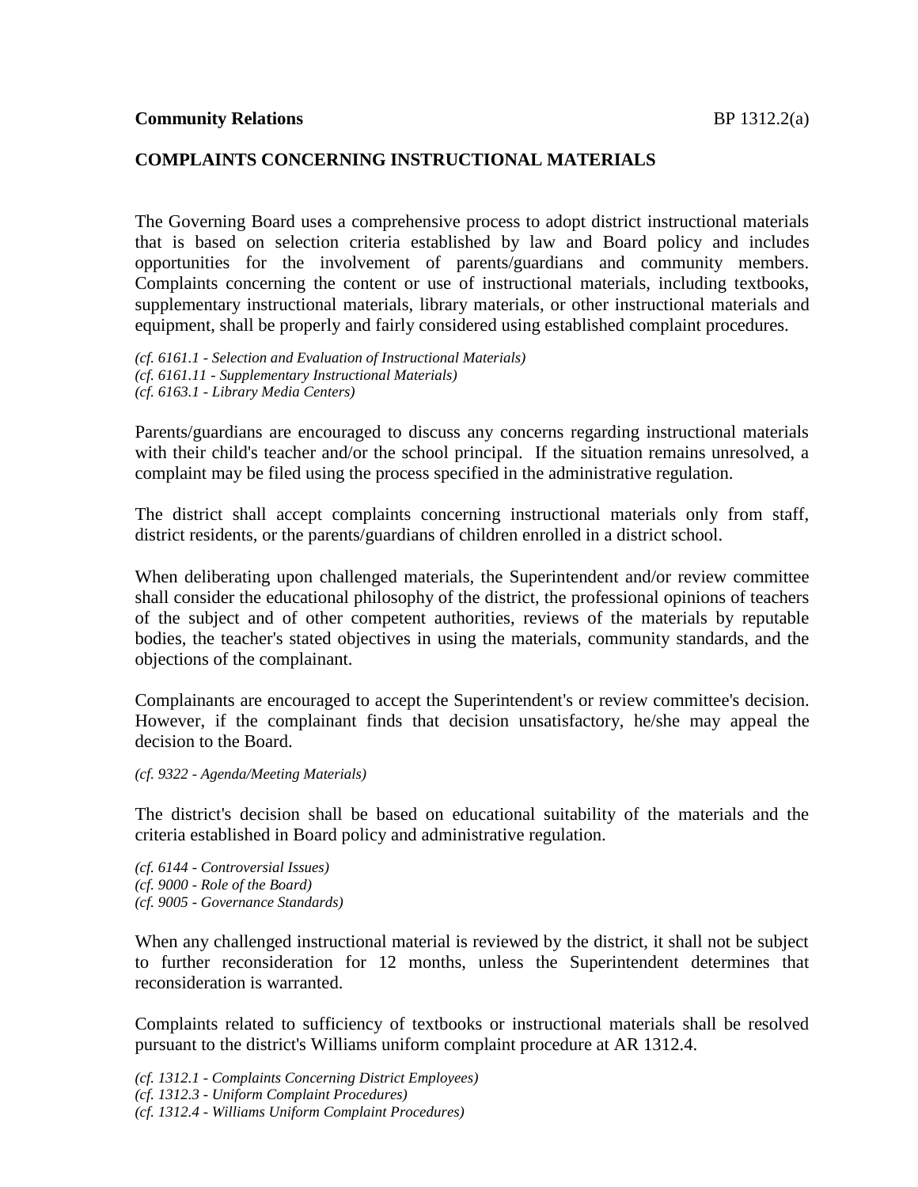**Community Relations** BP 1312.2(a)

## COMPLAINTS CONCERNING INSTRUCTIONAL MATERIALS

The Governing Board uses a comprehensive process to adopt district instructional materials that is based on selection criteria established by law and Board policy and includes opportunities for the involvement of parents/guardians and community members. Complaints concerning the content or use of instructional materials, including textbooks, supplementary instructional materials, library materials, or other instructional materials and equipment, shall be properly and fairly considered using established complaint procedures.

*(cf. 6161.1 - Selection and Evaluation of Instructional Materials)*
*(cf. 6161.11 - Supplementary Instructional Materials)*
*(cf. 6163.1 - Library Media Centers)*

Parents/guardians are encouraged to discuss any concerns regarding instructional materials with their child's teacher and/or the school principal. If the situation remains unresolved, a complaint may be filed using the process specified in the administrative regulation.

The district shall accept complaints concerning instructional materials only from staff, district residents, or the parents/guardians of children enrolled in a district school.

When deliberating upon challenged materials, the Superintendent and/or review committee shall consider the educational philosophy of the district, the professional opinions of teachers of the subject and of other competent authorities, reviews of the materials by reputable bodies, the teacher's stated objectives in using the materials, community standards, and the objections of the complainant.

Complainants are encouraged to accept the Superintendent's or review committee's decision. However, if the complainant finds that decision unsatisfactory, he/she may appeal the decision to the Board.

*(cf. 9322 - Agenda/Meeting Materials)*

The district's decision shall be based on educational suitability of the materials and the criteria established in Board policy and administrative regulation.

*(cf. 6144 - Controversial Issues)*
*(cf. 9000 - Role of the Board)*
*(cf. 9005 - Governance Standards)*

When any challenged instructional material is reviewed by the district, it shall not be subject to further reconsideration for 12 months, unless the Superintendent determines that reconsideration is warranted.

Complaints related to sufficiency of textbooks or instructional materials shall be resolved pursuant to the district's Williams uniform complaint procedure at AR 1312.4.

*(cf. 1312.1 - Complaints Concerning District Employees)*
*(cf. 1312.3 - Uniform Complaint Procedures)*
*(cf. 1312.4 - Williams Uniform Complaint Procedures)*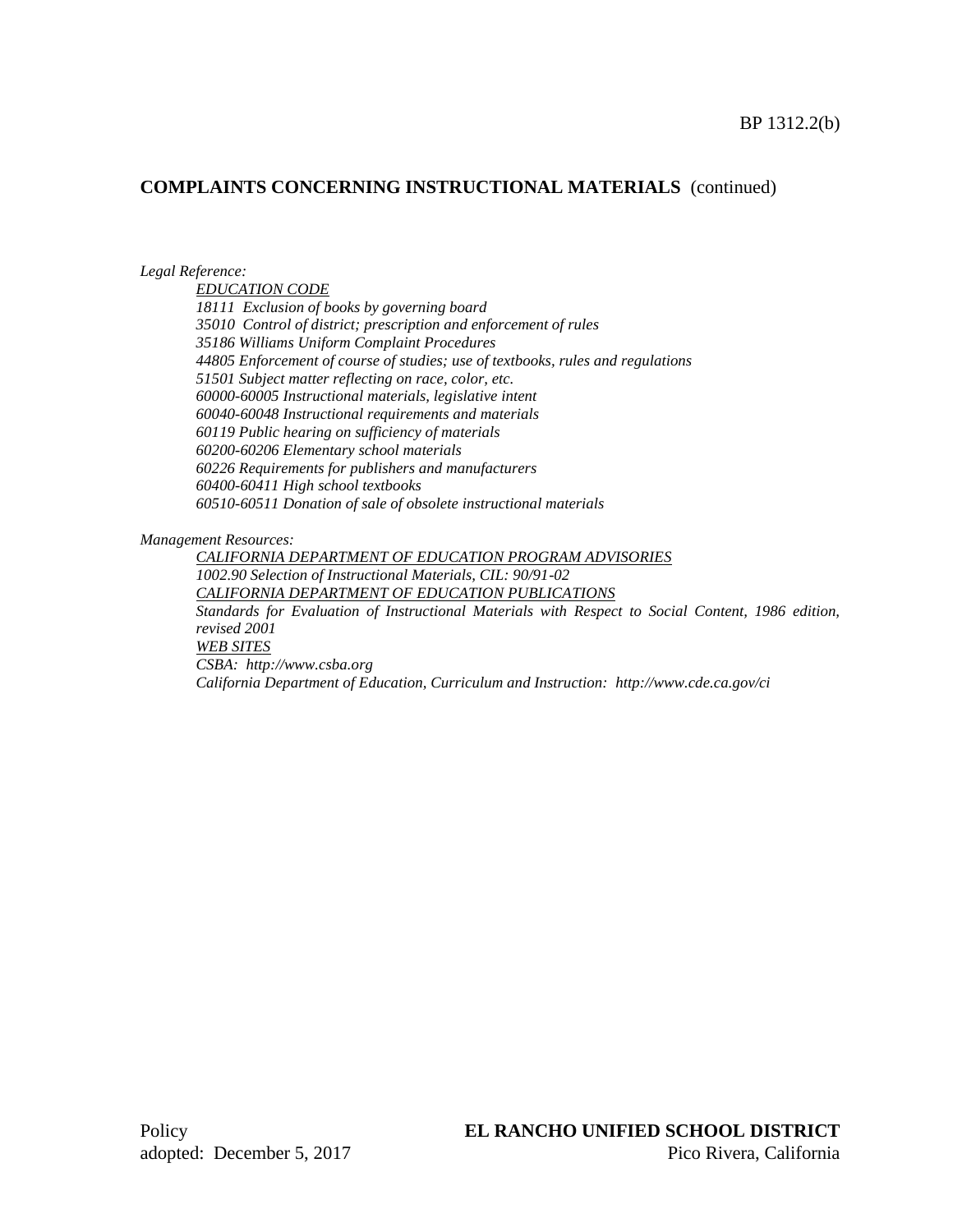## COMPLAINTS CONCERNING INSTRUCTIONAL MATERIALS (continued)

*Legal Reference:*

*EDUCATION CODE*
*18111 Exclusion of books by governing board*
*35010 Control of district; prescription and enforcement of rules*
*35186 Williams Uniform Complaint Procedures*
*44805 Enforcement of course of studies; use of textbooks, rules and regulations*
*51501 Subject matter reflecting on race, color, etc.*
*60000-60005 Instructional materials, legislative intent*
*60040-60048 Instructional requirements and materials*
*60119 Public hearing on sufficiency of materials*
*60200-60206 Elementary school materials*
*60226 Requirements for publishers and manufacturers*
*60400-60411 High school textbooks*
*60510-60511 Donation of sale of obsolete instructional materials*

*Management Resources:*

*CALIFORNIA DEPARTMENT OF EDUCATION PROGRAM ADVISORIES*
*1002.90 Selection of Instructional Materials, CIL: 90/91-02*
*CALIFORNIA DEPARTMENT OF EDUCATION PUBLICATIONS*
*Standards for Evaluation of Instructional Materials with Respect to Social Content, 1986 edition, revised 2001*
*WEB SITES*
*CSBA: http://www.csba.org*
*California Department of Education, Curriculum and Instruction: http://www.cde.ca.gov/ci*

Policy
adopted: December 5, 2017

**EL RANCHO UNIFIED SCHOOL DISTRICT**
Pico Rivera, California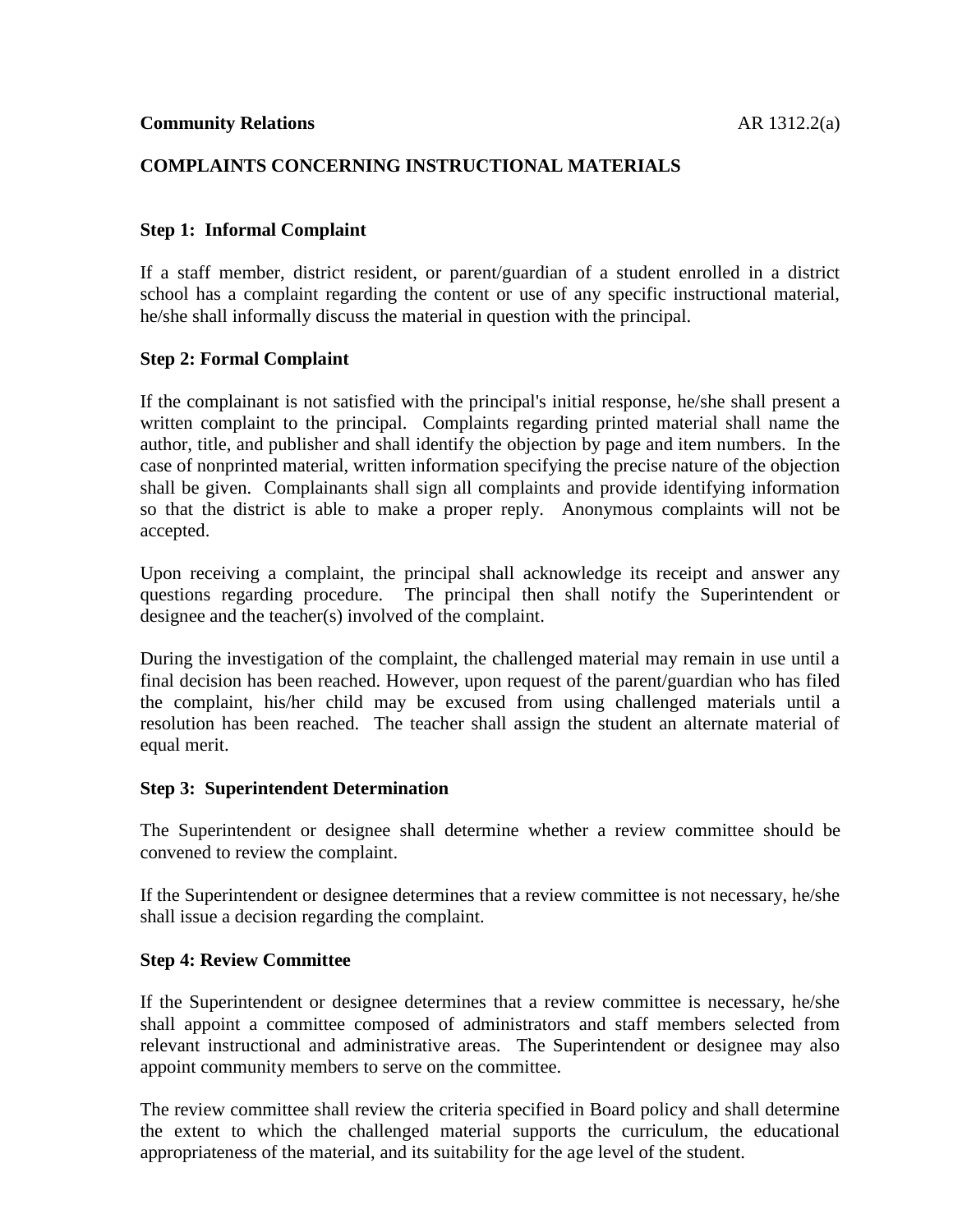**Community Relations** AR 1312.2(a)

## COMPLAINTS CONCERNING INSTRUCTIONAL MATERIALS

### Step 1: Informal Complaint

If a staff member, district resident, or parent/guardian of a student enrolled in a district school has a complaint regarding the content or use of any specific instructional material, he/she shall informally discuss the material in question with the principal.

### Step 2: Formal Complaint

If the complainant is not satisfied with the principal's initial response, he/she shall present a written complaint to the principal. Complaints regarding printed material shall name the author, title, and publisher and shall identify the objection by page and item numbers. In the case of nonprinted material, written information specifying the precise nature of the objection shall be given. Complainants shall sign all complaints and provide identifying information so that the district is able to make a proper reply. Anonymous complaints will not be accepted.

Upon receiving a complaint, the principal shall acknowledge its receipt and answer any questions regarding procedure. The principal then shall notify the Superintendent or designee and the teacher(s) involved of the complaint.

During the investigation of the complaint, the challenged material may remain in use until a final decision has been reached. However, upon request of the parent/guardian who has filed the complaint, his/her child may be excused from using challenged materials until a resolution has been reached. The teacher shall assign the student an alternate material of equal merit.

### Step 3: Superintendent Determination

The Superintendent or designee shall determine whether a review committee should be convened to review the complaint.

If the Superintendent or designee determines that a review committee is not necessary, he/she shall issue a decision regarding the complaint.

### Step 4: Review Committee

If the Superintendent or designee determines that a review committee is necessary, he/she shall appoint a committee composed of administrators and staff members selected from relevant instructional and administrative areas. The Superintendent or designee may also appoint community members to serve on the committee.

The review committee shall review the criteria specified in Board policy and shall determine the extent to which the challenged material supports the curriculum, the educational appropriateness of the material, and its suitability for the age level of the student.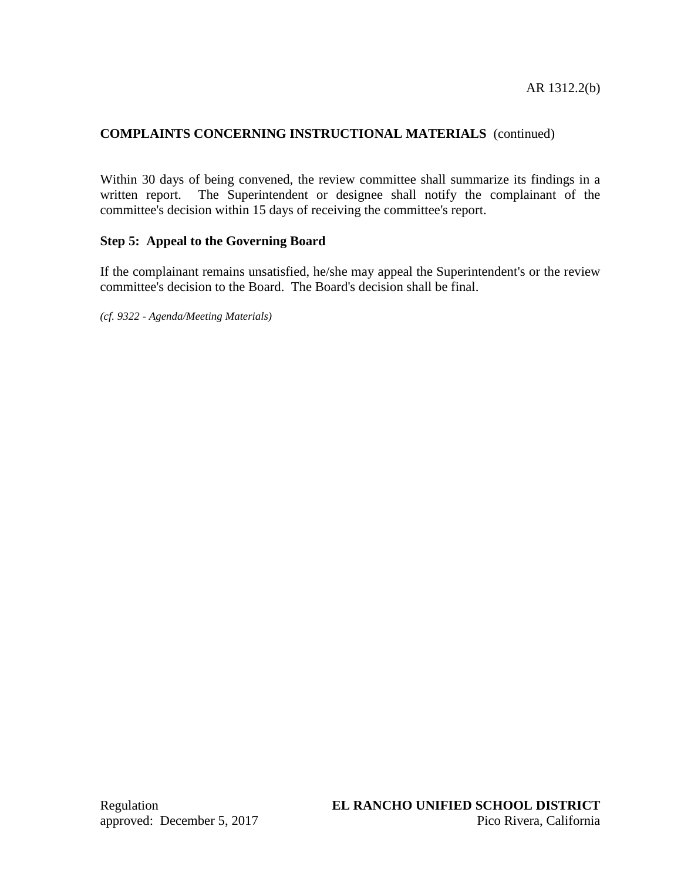COMPLAINTS CONCERNING INSTRUCTIONAL MATERIALS (continued)

Within 30 days of being convened, the review committee shall summarize its findings in a written report. The Superintendent or designee shall notify the complainant of the committee's decision within 15 days of receiving the committee's report.

**Step 5: Appeal to the Governing Board**

If the complainant remains unsatisfied, he/she may appeal the Superintendent's or the review committee's decision to the Board. The Board's decision shall be final.

*(cf. 9322 - Agenda/Meeting Materials)*

Regulation approved: December 5, 2017

**EL RANCHO UNIFIED SCHOOL DISTRICT**
Pico Rivera, California